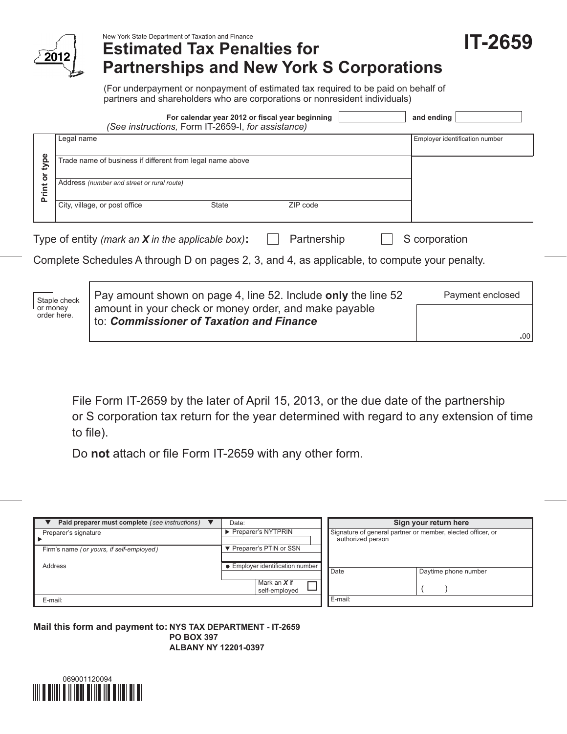New York State Department of Taxation and Finance

# Estimated Tax Penalties for Partnerships and New York S Corporations

**IT-2659**

2012

(For underpayment or nonpayment of estimated tax required to be paid on behalf of partners and shareholders who are corporations or nonresident individuals)

**For calendar year 2012 or fiscal year beginning** ______ **and ending** ______

*(See instructions,* Form IT-2659-I, *for assistance)*

| Print or type | | | |
|---|---|---|---|
| Legal name | | | Employer identification number |
| Trade name of business if different from legal name above | | | |
| Address *(number and street or rural route)* | | | |
| City, village, or post office | State | ZIP code | |

Type of entity *(mark an **X** in the applicable box)*: ☐ Partnership ☐ S corporation

Complete Schedules A through D on pages 2, 3, and 4, as applicable, to compute your penalty.

Staple check or money order here.

| Pay amount shown on page 4, line 52. Include **only** the line 52 amount in your check or money order, and make payable to: ***Commissioner of Taxation and Finance*** | Payment enclosed |
|---|---|
| | .00 |

File Form IT-2659 by the later of April 15, 2013, or the due date of the partnership or S corporation tax return for the year determined with regard to any extension of time to file).

Do **not** attach or file Form IT-2659 with any other form.

| ▼ Paid preparer must complete *(see instructions)* ▼ | Date: |
|---|---|
| Preparer's signature ▶ | ▶ Preparer's NYTPRIN |
| Firm's name *(or yours, if self-employed)* | ▼ Preparer's PTIN or SSN |
| Address | ● Employer identification number |
| | Mark an ***X*** if self-employed ☐ |
| E-mail: | |

| Sign your return here | |
|---|---|
| Signature of general partner or member, elected officer, or authorized person | |
| Date | Daytime phone number ( ) |
| E-mail: | |

**Mail this form and payment to: NYS TAX DEPARTMENT - IT-2659**
**PO BOX 397**
**ALBANY NY 12201-0397**

069001120094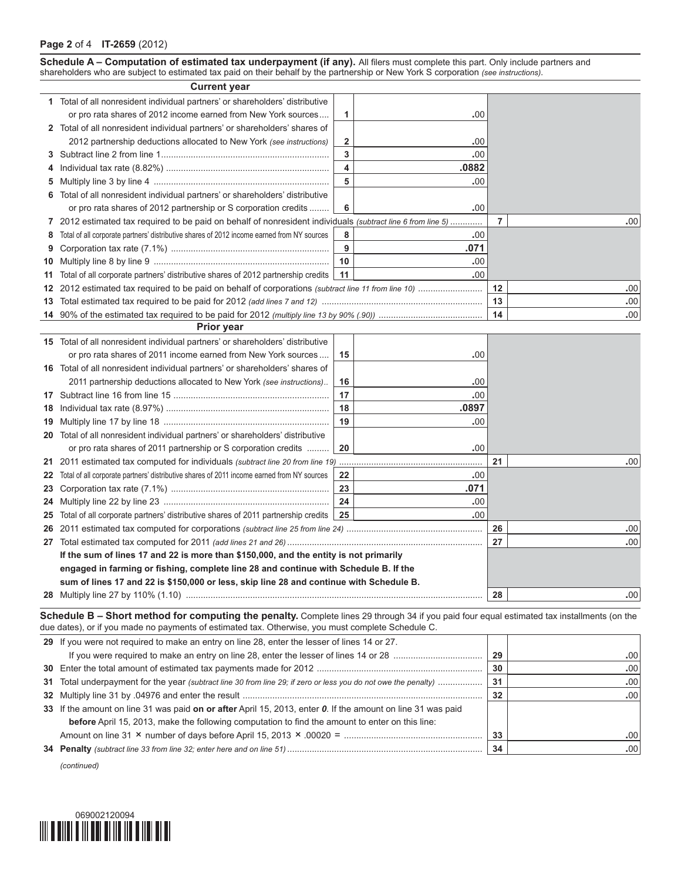**Page 2** of 4 **IT-2659** (2012)

**Schedule A – Computation of estimated tax underpayment (if any).** All filers must complete this part. Only include partners and shareholders who are subject to estimated tax paid on their behalf by the partnership or New York S corporation *(see instructions)*.

**Current year**

| Line | Description | | | | |
|---|---|---|---|---|---|
| 1 | Total of all nonresident individual partners' or shareholders' distributive or pro rata shares of 2012 income earned from New York sources | 1 | .00 | | |
| 2 | Total of all nonresident individual partners' or shareholders' shares of 2012 partnership deductions allocated to New York *(see instructions)* | 2 | .00 | | |
| 3 | Subtract line 2 from line 1 | 3 | .00 | | |
| 4 | Individual tax rate (8.82%) | 4 | .0882 | | |
| 5 | Multiply line 3 by line 4 | 5 | .00 | | |
| 6 | Total of all nonresident individual partners' or shareholders' distributive or pro rata shares of 2012 partnership or S corporation credits | 6 | .00 | | |
| 7 | 2012 estimated tax required to be paid on behalf of nonresident individuals *(subtract line 6 from line 5)* | | | 7 | .00 |
| 8 | Total of all corporate partners' distributive shares of 2012 income earned from NY sources | 8 | .00 | | |
| 9 | Corporation tax rate (7.1%) | 9 | .071 | | |
| 10 | Multiply line 8 by line 9 | 10 | .00 | | |
| 11 | Total of all corporate partners' distributive shares of 2012 partnership credits | 11 | .00 | | |
| 12 | 2012 estimated tax required to be paid on behalf of corporations *(subtract line 11 from line 10)* | | | 12 | .00 |
| 13 | Total estimated tax required to be paid for 2012 *(add lines 7 and 12)* | | | 13 | .00 |
| 14 | 90% of the estimated tax required to be paid for 2012 *(multiply line 13 by 90% (.90))* | | | 14 | .00 |

**Prior year**

| Line | Description | | | | |
|---|---|---|---|---|---|
| 15 | Total of all nonresident individual partners' or shareholders' distributive or pro rata shares of 2011 income earned from New York sources | 15 | .00 | | |
| 16 | Total of all nonresident individual partners' or shareholders' shares of 2011 partnership deductions allocated to New York *(see instructions)* | 16 | .00 | | |
| 17 | Subtract line 16 from line 15 | 17 | .00 | | |
| 18 | Individual tax rate (8.97%) | 18 | .0897 | | |
| 19 | Multiply line 17 by line 18 | 19 | .00 | | |
| 20 | Total of all nonresident individual partners' or shareholders' distributive or pro rata shares of 2011 partnership or S corporation credits | 20 | .00 | | |
| 21 | 2011 estimated tax computed for individuals *(subtract line 20 from line 19)* | | | 21 | .00 |
| 22 | Total of all corporate partners' distributive shares of 2011 income earned from NY sources | 22 | .00 | | |
| 23 | Corporation tax rate (7.1%) | 23 | .071 | | |
| 24 | Multiply line 22 by line 23 | 24 | .00 | | |
| 25 | Total of all corporate partners' distributive shares of 2011 partnership credits | 25 | .00 | | |
| 26 | 2011 estimated tax computed for corporations *(subtract line 25 from line 24)* | | | 26 | .00 |
| 27 | Total estimated tax computed for 2011 *(add lines 21 and 26)* | | | 27 | .00 |
| | **If the sum of lines 17 and 22 is more than $150,000, and the entity is not primarily engaged in farming or fishing, complete line 28 and continue with Schedule B. If the sum of lines 17 and 22 is $150,000 or less, skip line 28 and continue with Schedule B.** | | | | |
| 28 | Multiply line 27 by 110% (1.10) | | | 28 | .00 |

**Schedule B – Short method for computing the penalty.** Complete lines 29 through 34 if you paid four equal estimated tax installments (on the due dates), or if you made no payments of estimated tax. Otherwise, you must complete Schedule C.

| Line | Description | | |
|---|---|---|---|
| 29 | If you were not required to make an entry on line 28, enter the lesser of lines 14 or 27. If you were required to make an entry on line 28, enter the lesser of lines 14 or 28 | 29 | .00 |
| 30 | Enter the total amount of estimated tax payments made for 2012 | 30 | .00 |
| 31 | Total underpayment for the year *(subtract line 30 from line 29; if zero or less you do not owe the penalty)* | 31 | .00 |
| 32 | Multiply line 31 by .04976 and enter the result | 32 | .00 |
| 33 | If the amount on line 31 was paid **on or after** April 15, 2013, enter *0*. If the amount on line 31 was paid **before** April 15, 2013, make the following computation to find the amount to enter on this line: Amount on line 31 × number of days before April 15, 2013 × .00020 = | 33 | .00 |
| 34 | **Penalty** *(subtract line 33 from line 32; enter here and on line 51)* | 34 | .00 |

*(continued)*

069002120094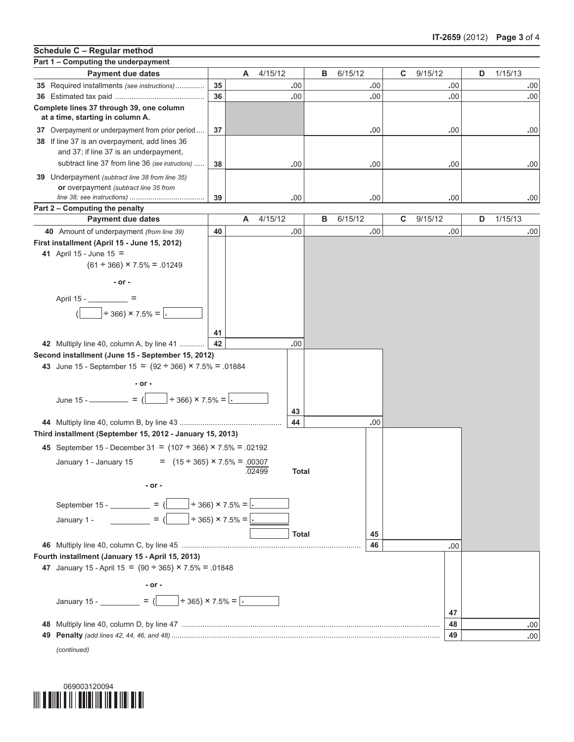## Schedule C – Regular method

### Part 1 – Computing the underpayment

| Payment due dates | | A 4/15/12 | B 6/15/12 | C 9/15/12 | D 1/15/13 |
|---|---|---|---|---|---|
| **35** Required installments *(see instructions)* | 35 | .00 | .00 | .00 | .00 |
| **36** Estimated tax paid | 36 | .00 | .00 | .00 | .00 |
| **Complete lines 37 through 39, one column at a time, starting in column A.** | | | | | |
| **37** Overpayment or underpayment from prior period | 37 | | .00 | .00 | .00 |
| **38** If line 37 is an overpayment, add lines 36 and 37; if line 37 is an underpayment, subtract line 37 from line 36 *(see instructions)* | 38 | .00 | .00 | .00 | .00 |
| **39** Underpayment *(subtract line 38 from line 35)* **or** overpayment *(subtract line 35 from line 38; see instructions)* | 39 | .00 | .00 | .00 | .00 |

### Part 2 – Computing the penalty

| Payment due dates | | A 4/15/12 | B 6/15/12 | C 9/15/12 | D 1/15/13 |
|---|---|---|---|---|---|
| **40** Amount of underpayment *(from line 39)* | 40 | .00 | .00 | .00 | .00 |

**First installment (April 15 - June 15, 2012)**

**41** April 15 - June 15 = $(61 \div 366) \times 7.5\% = .01249$

\- or -

April 15 - ________ = ( ____ $\div$ 366) $\times$ 7.5% = . ____ **41** ________

**42** Multiply line 40, column A, by line 41 **42** .00

**Second installment (June 15 - September 15, 2012)**

**43** June 15 - September 15 = $(92 \div 366) \times 7.5\% = .01884$

\- or -

June 15 - ________ = ( ____ $\div$ 366) $\times$ 7.5% = . ____ **43** ________

**44** Multiply line 40, column B, by line 43 **44** .00

**Third installment (September 15, 2012 - January 15, 2013)**

**45** September 15 - December 31 = $(107 \div 366) \times 7.5\% = .02192$

January 1 - January 15 = $(15 \div 365) \times 7.5\% = .00307$

.02499 **Total**

\- or -

September 15 - ________ = ( ____ $\div$ 366) $\times$ 7.5% = . ____

January 1 - ________ = ( ____ $\div$ 365) $\times$ 7.5% = . ____

________ **Total** **45** ________

**46** Multiply line 40, column C, by line 45 **46** .00

**Fourth installment (January 15 - April 15, 2013)**

**47** January 15 - April 15 = $(90 \div 365) \times 7.5\% = .01848$

\- or -

January 15 - ________ = ( ____ $\div$ 365) $\times$ 7.5% = . ____ **47** ________

**48** Multiply line 40, column D, by line 47 **48** .00

**49** **Penalty** *(add lines 42, 44, 46, and 48)* **49** .00

*(continued)*

069003120094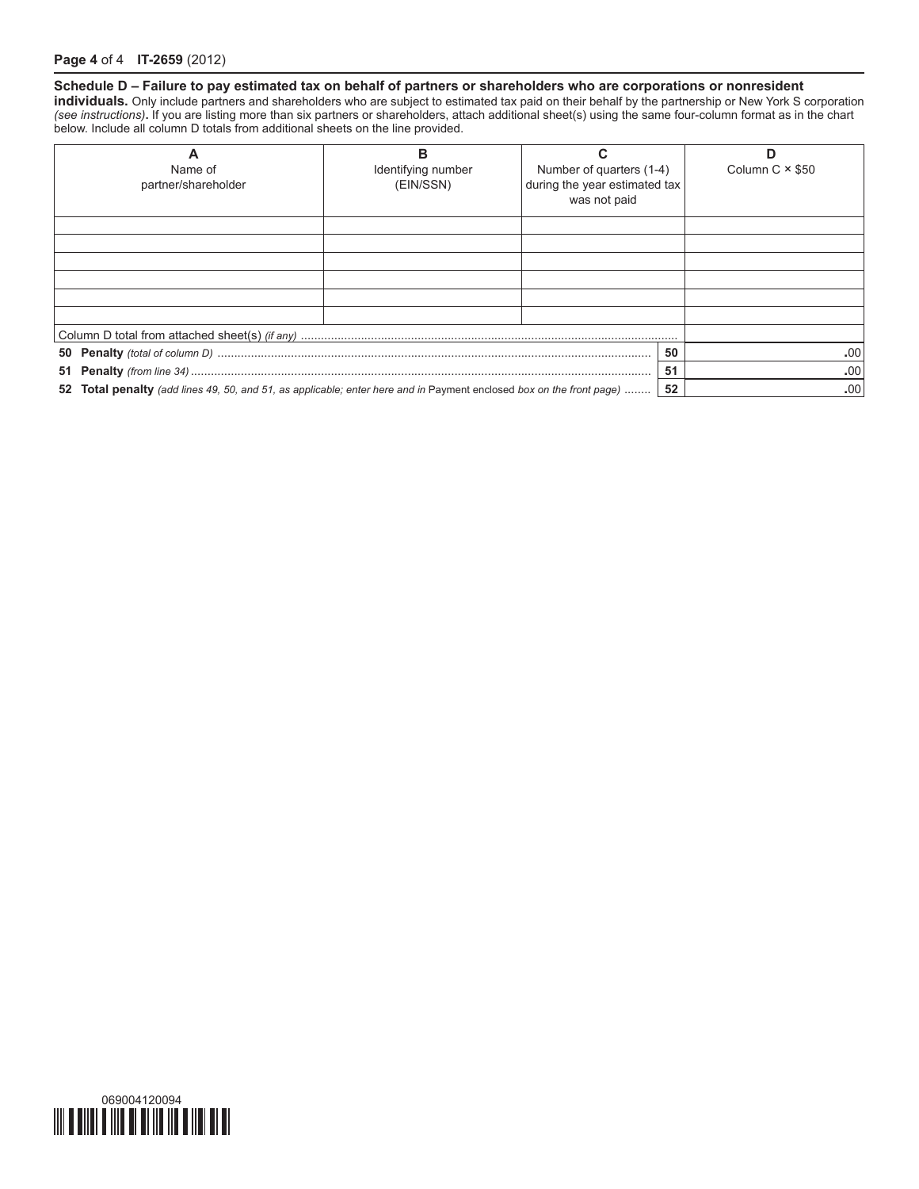**Schedule D – Failure to pay estimated tax on behalf of partners or shareholders who are corporations or nonresident individuals.** Only include partners and shareholders who are subject to estimated tax paid on their behalf by the partnership or New York S corporation *(see instructions)*. If you are listing more than six partners or shareholders, attach additional sheet(s) using the same four-column format as in the chart below. Include all column D totals from additional sheets on the line provided.

| A<br>Name of partner/shareholder | B<br>Identifying number (EIN/SSN) | C<br>Number of quarters (1-4) during the year estimated tax was not paid | D<br>Column C × $50 |
|---|---|---|---|
| | | | |
| | | | |
| | | | |
| | | | |
| | | | |
| | | | |
| Column D total from attached sheet(s) *(if any)* | | | |
| **50 Penalty** *(total of column D)* | | 50 | .00 |
| **51 Penalty** *(from line 34)* | | 51 | .00 |
| **52 Total penalty** *(add lines 49, 50, and 51, as applicable; enter here and in* Payment enclosed *box on the front page)* | | 52 | .00 |

069004120094